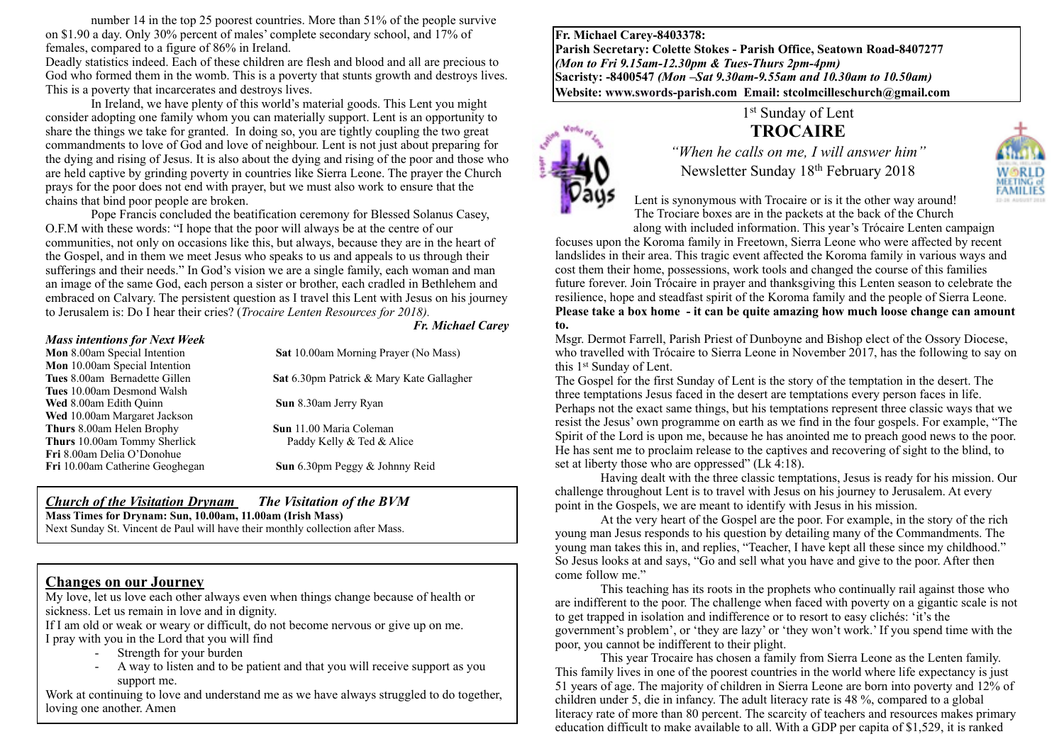number 14 in the top 25 poorest countries. More than 51% of the people survive on $1.90 a day. Only 30% percent of males' complete secondary school, and 17% of females, compared to a figure of 86% in Ireland.

Deadly statistics indeed. Each of these children are flesh and blood and all are precious to God who formed them in the womb. This is a poverty that stunts growth and destroys lives. This is a poverty that incarcerates and destroys lives.

In Ireland, we have plenty of this world's material goods. This Lent you might consider adopting one family whom you can materially support. Lent is an opportunity to share the things we take for granted. In doing so, you are tightly coupling the two great commandments to love of God and love of neighbour. Lent is not just about preparing for the dying and rising of Jesus. It is also about the dying and rising of the poor and those who are held captive by grinding poverty in countries like Sierra Leone. The prayer the Church prays for the poor does not end with prayer, but we must also work to ensure that the chains that bind poor people are broken.

Pope Francis concluded the beatification ceremony for Blessed Solanus Casey, O.F.M with these words: "I hope that the poor will always be at the centre of our communities, not only on occasions like this, but always, because they are in the heart of the Gospel, and in them we meet Jesus who speaks to us and appeals to us through their sufferings and their needs." In God's vision we are a single family, each woman and man an image of the same God, each person a sister or brother, each cradled in Bethlehem and embraced on Calvary. The persistent question as I travel this Lent with Jesus on his journey to Jerusalem is: Do I hear their cries? (*Trocaire Lenten Resources for 2018).*

***Fr. Michael Carey***

### *Mass intentions for Next Week*

**Mon** 8.00am Special Intention
**Mon** 10.00am Special Intention
**Tues** 8.00am Bernadette Gillen
**Tues** 10.00am Desmond Walsh
**Wed** 8.00am Edith Quinn
**Wed** 10.00am Margaret Jackson
**Thurs** 8.00am Helen Brophy
**Thurs** 10.00am Tommy Sherlick
**Fri** 8.00am Delia O'Donohue
**Fri** 10.00am Catherine Geoghegan
**Sat** 10.00am Morning Prayer (No Mass)
**Sat** 6.30pm Patrick & Mary Kate Gallagher
**Sun** 8.30am Jerry Ryan
**Sun** 11.00 Maria Coleman
Paddy Kelly & Ted & Alice
**Sun** 6.30pm Peggy & Johnny Reid

***Church of the Visitation Drynam*** ***The Visitation of the BVM***

**Mass Times for Drynam: Sun, 10.00am, 11.00am (Irish Mass)**

Next Sunday St. Vincent de Paul will have their monthly collection after Mass.

## Changes on our Journey

My love, let us love each other always even when things change because of health or sickness. Let us remain in love and in dignity.

If I am old or weak or weary or difficult, do not become nervous or give up on me.
I pray with you in the Lord that you will find

- Strength for your burden
- A way to listen and to be patient and that you will receive support as you support me.

Work at continuing to love and understand me as we have always struggled to do together, loving one another. Amen

**Fr. Michael Carey-8403378:**
**Parish Secretary: Colette Stokes - Parish Office, Seatown Road-8407277**
***(Mon to Fri 9.15am-12.30pm & Tues-Thurs 2pm-4pm)***
**Sacristy: -8400547** ***(Mon –Sat 9.30am-9.55am and 10.30am to 10.50am)***
**Website: www.swords-parish.com Email: stcolmcilleschurch@gmail.com**

1st Sunday of Lent

# TROCAIRE

*"When he calls on me, I will answer him"*

Newsletter Sunday 18th February 2018

Lent is synonymous with Trocaire or is it the other way around! The Trociare boxes are in the packets at the back of the Church along with included information. This year's Trócaire Lenten campaign focuses upon the Koroma family in Freetown, Sierra Leone who were affected by recent landslides in their area. This tragic event affected the Koroma family in various ways and cost them their home, possessions, work tools and changed the course of this families future forever. Join Trócaire in prayer and thanksgiving this Lenten season to celebrate the resilience, hope and steadfast spirit of the Koroma family and the people of Sierra Leone. **Please take a box home - it can be quite amazing how much loose change can amount to.**

Msgr. Dermot Farrell, Parish Priest of Dunboyne and Bishop elect of the Ossory Diocese, who travelled with Trócaire to Sierra Leone in November 2017, has the following to say on this 1st Sunday of Lent.

The Gospel for the first Sunday of Lent is the story of the temptation in the desert. The three temptations Jesus faced in the desert are temptations every person faces in life. Perhaps not the exact same things, but his temptations represent three classic ways that we resist the Jesus' own programme on earth as we find in the four gospels. For example, "The Spirit of the Lord is upon me, because he has anointed me to preach good news to the poor. He has sent me to proclaim release to the captives and recovering of sight to the blind, to set at liberty those who are oppressed" (Lk 4:18).

Having dealt with the three classic temptations, Jesus is ready for his mission. Our challenge throughout Lent is to travel with Jesus on his journey to Jerusalem. At every point in the Gospels, we are meant to identify with Jesus in his mission.

At the very heart of the Gospel are the poor. For example, in the story of the rich young man Jesus responds to his question by detailing many of the Commandments. The young man takes this in, and replies, "Teacher, I have kept all these since my childhood." So Jesus looks at and says, "Go and sell what you have and give to the poor. After then come follow me."

This teaching has its roots in the prophets who continually rail against those who are indifferent to the poor. The challenge when faced with poverty on a gigantic scale is not to get trapped in isolation and indifference or to resort to easy clichés: 'it's the government's problem', or 'they are lazy' or 'they won't work.' If you spend time with the poor, you cannot be indifferent to their plight.

This year Trocaire has chosen a family from Sierra Leone as the Lenten family. This family lives in one of the poorest countries in the world where life expectancy is just 51 years of age. The majority of children in Sierra Leone are born into poverty and 12% of children under 5, die in infancy. The adult literacy rate is 48 %, compared to a global literacy rate of more than 80 percent. The scarcity of teachers and resources makes primary education difficult to make available to all. With a GDP per capita of $1,529, it is ranked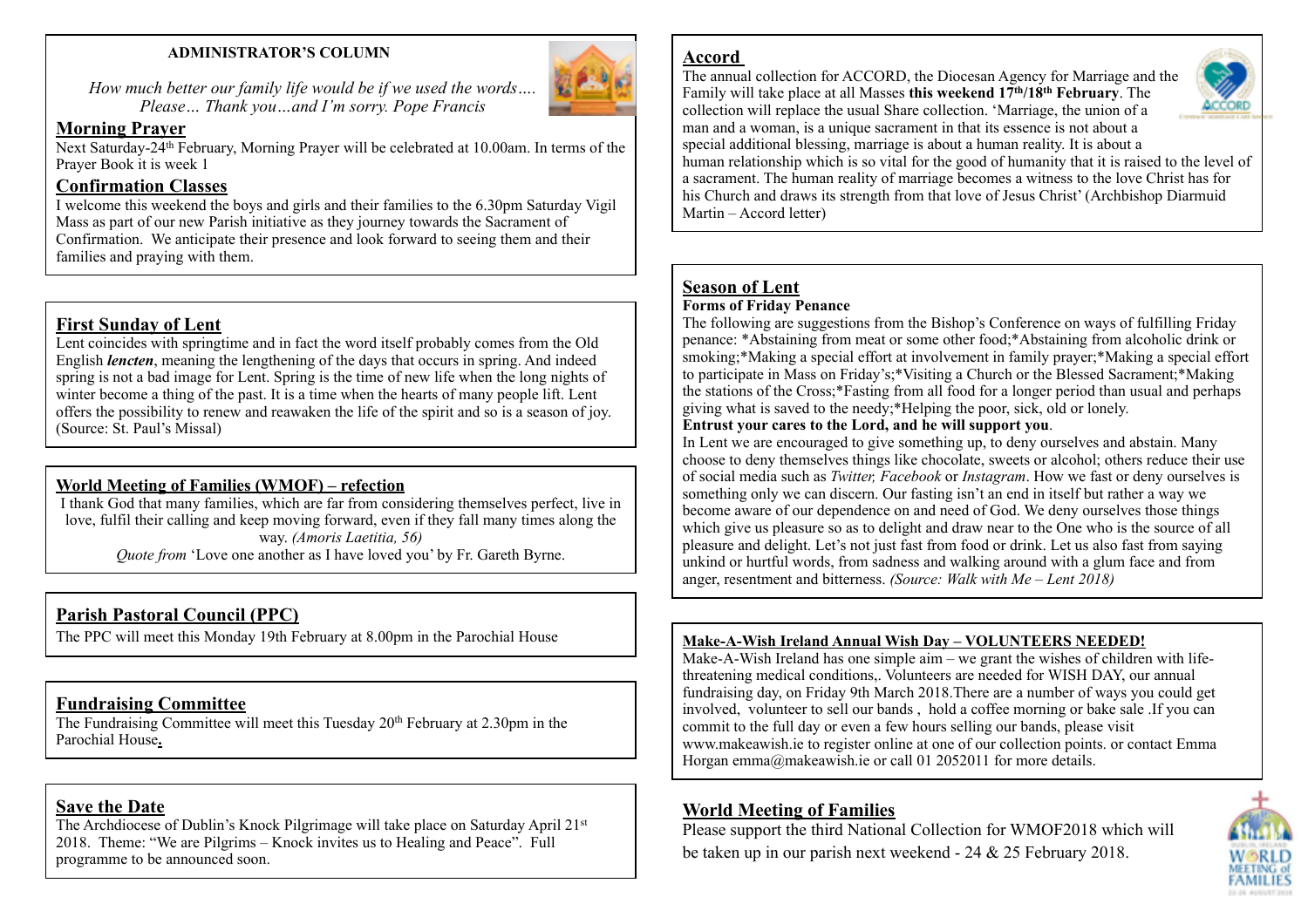**ADMINISTRATOR'S COLUMN**

*How much better our family life would be if we used the words…. Please… Thank you…and I'm sorry. Pope Francis*

## Morning Prayer

Next Saturday-24th February, Morning Prayer will be celebrated at 10.00am. In terms of the Prayer Book it is week 1

## Confirmation Classes

I welcome this weekend the boys and girls and their families to the 6.30pm Saturday Vigil Mass as part of our new Parish initiative as they journey towards the Sacrament of Confirmation. We anticipate their presence and look forward to seeing them and their families and praying with them.

## First Sunday of Lent

Lent coincides with springtime and in fact the word itself probably comes from the Old English ***lencten***, meaning the lengthening of the days that occurs in spring. And indeed spring is not a bad image for Lent. Spring is the time of new life when the long nights of winter become a thing of the past. It is a time when the hearts of many people lift. Lent offers the possibility to renew and reawaken the life of the spirit and so is a season of joy. (Source: St. Paul's Missal)

## World Meeting of Families (WMOF) – refection

I thank God that many families, which are far from considering themselves perfect, live in love, fulfil their calling and keep moving forward, even if they fall many times along the way. *(Amoris Laetitia, 56)*

*Quote from* 'Love one another as I have loved you' by Fr. Gareth Byrne.

## Parish Pastoral Council (PPC)

The PPC will meet this Monday 19th February at 8.00pm in the Parochial House

## Fundraising Committee

The Fundraising Committee will meet this Tuesday 20th February at 2.30pm in the Parochial House.

## Save the Date

The Archdiocese of Dublin's Knock Pilgrimage will take place on Saturday April 21st 2018. Theme: "We are Pilgrims – Knock invites us to Healing and Peace". Full programme to be announced soon.

## Accord

The annual collection for ACCORD, the Diocesan Agency for Marriage and the Family will take place at all Masses **this weekend 17th/18th February**. The collection will replace the usual Share collection. 'Marriage, the union of a man and a woman, is a unique sacrament in that its essence is not about a special additional blessing, marriage is about a human reality. It is about a human relationship which is so vital for the good of humanity that it is raised to the level of a sacrament. The human reality of marriage becomes a witness to the love Christ has for his Church and draws its strength from that love of Jesus Christ' (Archbishop Diarmuid Martin – Accord letter)

## Season of Lent

**Forms of Friday Penance**

The following are suggestions from the Bishop's Conference on ways of fulfilling Friday penance: *Abstaining from meat or some other food;*Abstaining from alcoholic drink or smoking;*Making a special effort at involvement in family prayer;*Making a special effort to participate in Mass on Friday's;*Visiting a Church or the Blessed Sacrament;*Making the stations of the Cross;*Fasting from all food for a longer period than usual and perhaps giving what is saved to the needy;*Helping the poor, sick, old or lonely.

**Entrust your cares to the Lord, and he will support you**.

In Lent we are encouraged to give something up, to deny ourselves and abstain. Many choose to deny themselves things like chocolate, sweets or alcohol; others reduce their use of social media such as *Twitter, Facebook* or *Instagram*. How we fast or deny ourselves is something only we can discern. Our fasting isn't an end in itself but rather a way we become aware of our dependence on and need of God. We deny ourselves those things which give us pleasure so as to delight and draw near to the One who is the source of all pleasure and delight. Let's not just fast from food or drink. Let us also fast from saying unkind or hurtful words, from sadness and walking around with a glum face and from anger, resentment and bitterness. *(Source: Walk with Me – Lent 2018)*

## Make-A-Wish Ireland Annual Wish Day – VOLUNTEERS NEEDED!

Make-A-Wish Ireland has one simple aim – we grant the wishes of children with life-threatening medical conditions,. Volunteers are needed for WISH DAY, our annual fundraising day, on Friday 9th March 2018.There are a number of ways you could get involved, volunteer to sell our bands , hold a coffee morning or bake sale .If you can commit to the full day or even a few hours selling our bands, please visit www.makeawish.ie to register online at one of our collection points. or contact Emma Horgan emma@makeawish.ie or call 01 2052011 for more details.

## World Meeting of Families

Please support the third National Collection for WMOF2018 which will be taken up in our parish next weekend - 24 & 25 February 2018.